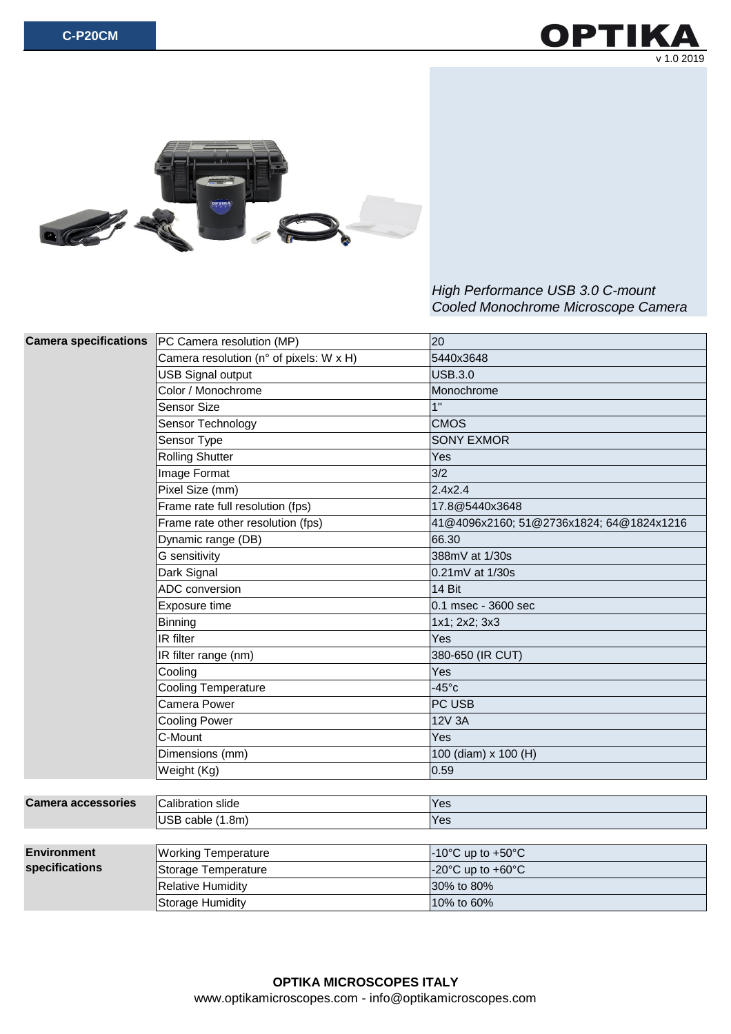# C-P20CM

**OPTIKA**

v 1.0 2019

*High Performance USB 3.0 C-mount Cooled Monochrome Microscope Camera*

| | | |
|---|---|---|
| **Camera specifications** | PC Camera resolution (MP) | 20 |
| | Camera resolution (n° of pixels: W x H) | 5440x3648 |
| | USB Signal output | USB.3.0 |
| | Color / Monochrome | Monochrome |
| | Sensor Size | 1" |
| | Sensor Technology | CMOS |
| | Sensor Type | SONY EXMOR |
| | Rolling Shutter | Yes |
| | Image Format | 3/2 |
| | Pixel Size (mm) | 2.4x2.4 |
| | Frame rate full resolution (fps) | 17.8@5440x3648 |
| | Frame rate other resolution (fps) | 41@4096x2160; 51@2736x1824; 64@1824x1216 |
| | Dynamic range (DB) | 66.30 |
| | G sensitivity | 388mV at 1/30s |
| | Dark Signal | 0.21mV at 1/30s |
| | ADC conversion | 14 Bit |
| | Exposure time | 0.1 msec - 3600 sec |
| | Binning | 1x1; 2x2; 3x3 |
| | IR filter | Yes |
| | IR filter range (nm) | 380-650 (IR CUT) |
| | Cooling | Yes |
| | Cooling Temperature | -45°c |
| | Camera Power | PC USB |
| | Cooling Power | 12V 3A |
| | C-Mount | Yes |
| | Dimensions (mm) | 100 (diam) x 100 (H) |
| | Weight (Kg) | 0.59 |

| | | |
|---|---|---|
| **Camera accessories** | Calibration slide | Yes |
| | USB cable (1.8m) | Yes |

| | | |
|---|---|---|
| **Environment specifications** | Working Temperature | -10°C up to +50°C |
| | Storage Temperature | -20°C up to +60°C |
| | Relative Humidity | 30% to 80% |
| | Storage Humidity | 10% to 60% |

**OPTIKA MICROSCOPES ITALY**

www.optikamicroscopes.com - info@optikamicroscopes.com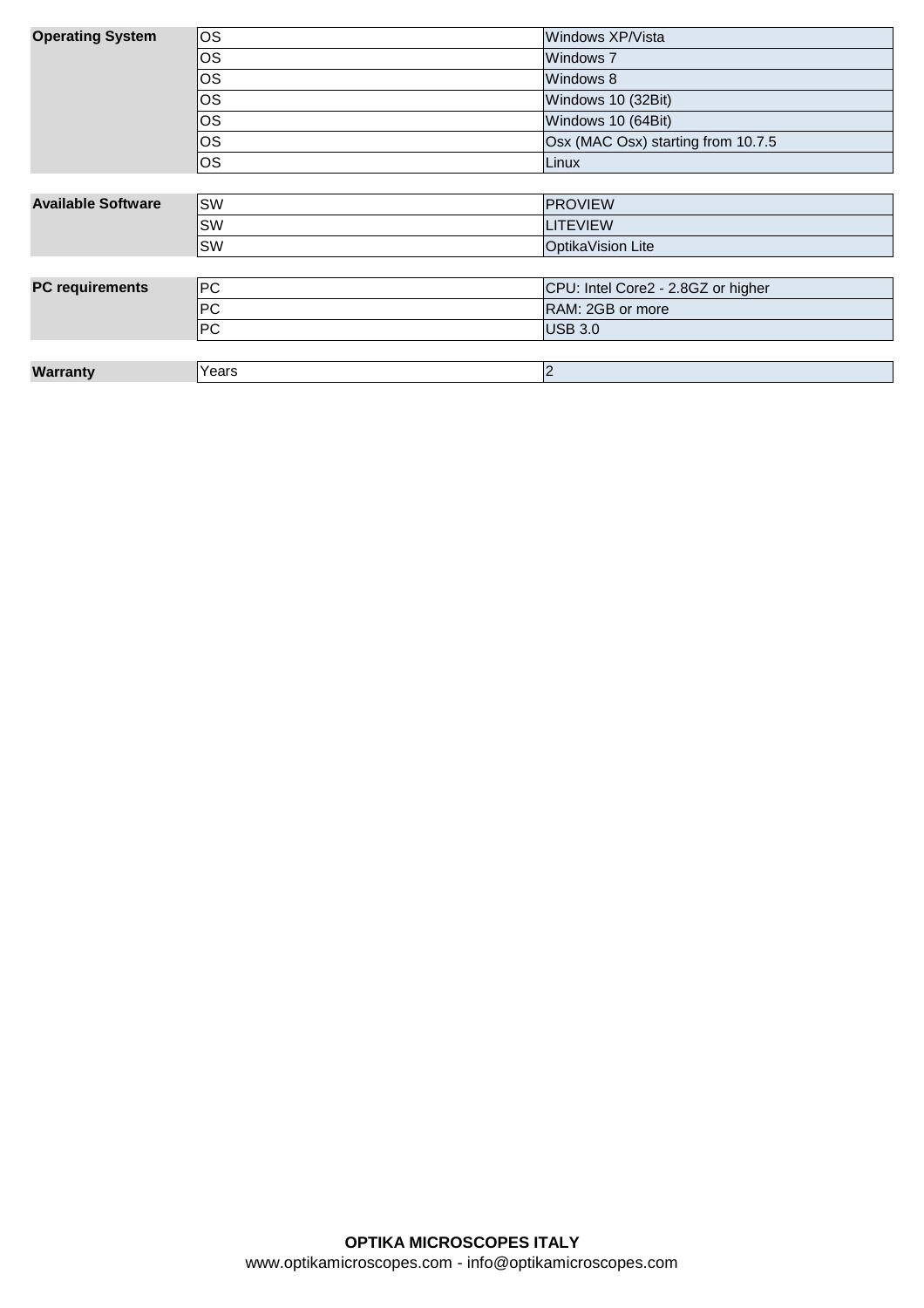| | | |
|---|---|---|
| **Operating System** | OS | Windows XP/Vista |
| | OS | Windows 7 |
| | OS | Windows 8 |
| | OS | Windows 10 (32Bit) |
| | OS | Windows 10 (64Bit) |
| | OS | Osx (MAC Osx) starting from 10.7.5 |
| | OS | Linux |

| | | |
|---|---|---|
| **Available Software** | SW | PROVIEW |
| | SW | LITEVIEW |
| | SW | OptikaVision Lite |

| | | |
|---|---|---|
| **PC requirements** | PC | CPU: Intel Core2 - 2.8GZ or higher |
| | PC | RAM: 2GB or more |
| | PC | USB 3.0 |

| | | |
|---|---|---|
| **Warranty** | Years | 2 |

**OPTIKA MICROSCOPES ITALY**
www.optikamicroscopes.com - info@optikamicroscopes.com